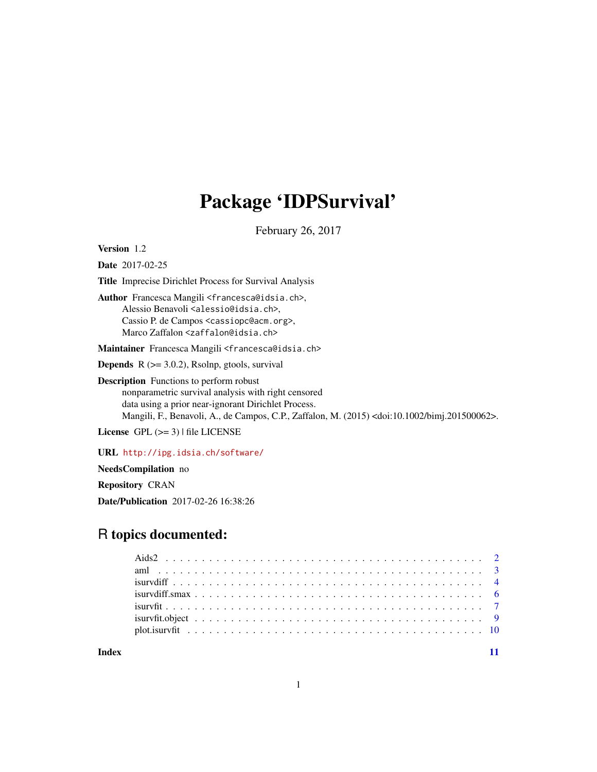# Package 'IDPSurvival'

February 26, 2017

**Version** 1.2

**Date** 2017-02-25

**Title** Imprecise Dirichlet Process for Survival Analysis

**Author** Francesca Mangili <francesca@idsia.ch>,
Alessio Benavoli <alessio@idsia.ch>,
Cassio P. de Campos <cassiopc@acm.org>,
Marco Zaffalon <zaffalon@idsia.ch>

**Maintainer** Francesca Mangili <francesca@idsia.ch>

**Depends** R (>= 3.0.2), Rsolnp, gtools, survival

**Description** Functions to perform robust
nonparametric survival analysis with right censored
data using a prior near-ignorant Dirichlet Process.
Mangili, F., Benavoli, A., de Campos, C.P., Zaffalon, M. (2015) <doi:10.1002/bimj.201500062>.

**License** GPL (>= 3) | file LICENSE

**URL** http://ipg.idsia.ch/software/

**NeedsCompilation** no

**Repository** CRAN

**Date/Publication** 2017-02-26 16:38:26

## R topics documented:

| | |
|---|---|
| Aids2 | 2 |
| aml | 3 |
| isurvdiff | 4 |
| isurvdiff.smax | 6 |
| isurvfit | 7 |
| isurvfit.object | 9 |
| plot.isurvfit | 10 |
| **Index** | **11** |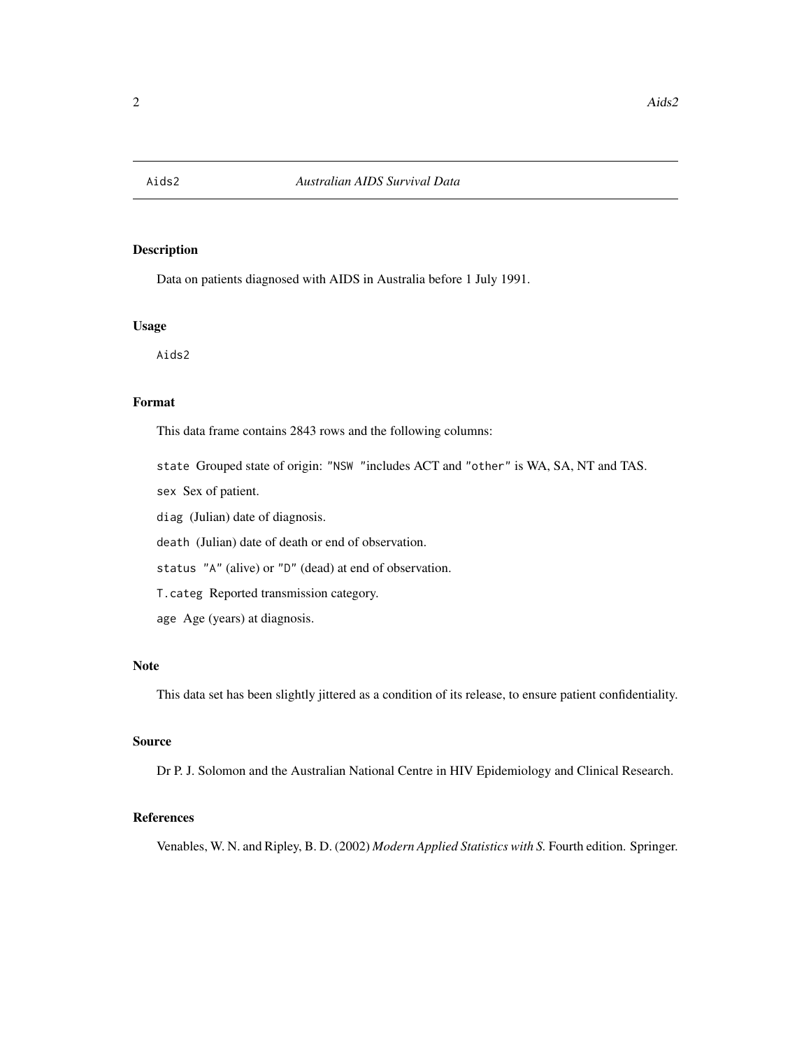Aids2 *Australian AIDS Survival Data*

### Description

Data on patients diagnosed with AIDS in Australia before 1 July 1991.

### Usage

```
Aids2
```

### Format

This data frame contains 2843 rows and the following columns:

`state` Grouped state of origin: "NSW "includes ACT and "other" is WA, SA, NT and TAS.

`sex` Sex of patient.

`diag` (Julian) date of diagnosis.

`death` (Julian) date of death or end of observation.

`status` "A" (alive) or "D" (dead) at end of observation.

`T.categ` Reported transmission category.

`age` Age (years) at diagnosis.

### Note

This data set has been slightly jittered as a condition of its release, to ensure patient confidentiality.

### Source

Dr P. J. Solomon and the Australian National Centre in HIV Epidemiology and Clinical Research.

### References

Venables, W. N. and Ripley, B. D. (2002) *Modern Applied Statistics with S.* Fourth edition. Springer.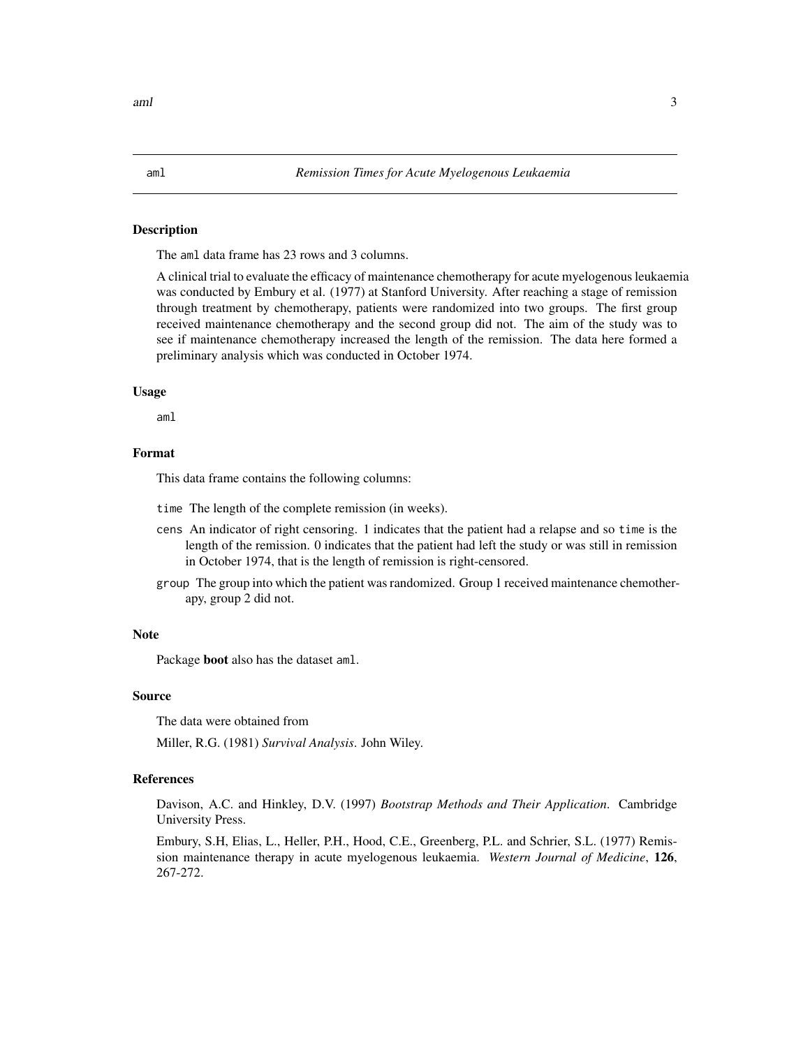## aml — *Remission Times for Acute Myelogenous Leukaemia*

### Description

The `aml` data frame has 23 rows and 3 columns.

A clinical trial to evaluate the efficacy of maintenance chemotherapy for acute myelogenous leukaemia was conducted by Embury et al. (1977) at Stanford University. After reaching a stage of remission through treatment by chemotherapy, patients were randomized into two groups. The first group received maintenance chemotherapy and the second group did not. The aim of the study was to see if maintenance chemotherapy increased the length of the remission. The data here formed a preliminary analysis which was conducted in October 1974.

### Usage

```
aml
```

### Format

This data frame contains the following columns:

- `time` The length of the complete remission (in weeks).
- `cens` An indicator of right censoring. 1 indicates that the patient had a relapse and so `time` is the length of the remission. 0 indicates that the patient had left the study or was still in remission in October 1974, that is the length of remission is right-censored.
- `group` The group into which the patient was randomized. Group 1 received maintenance chemotherapy, group 2 did not.

### Note

Package **boot** also has the dataset `aml`.

### Source

The data were obtained from

Miller, R.G. (1981) *Survival Analysis*. John Wiley.

### References

Davison, A.C. and Hinkley, D.V. (1997) *Bootstrap Methods and Their Application*. Cambridge University Press.

Embury, S.H, Elias, L., Heller, P.H., Hood, C.E., Greenberg, P.L. and Schrier, S.L. (1977) Remission maintenance therapy in acute myelogenous leukaemia. *Western Journal of Medicine*, **126**, 267-272.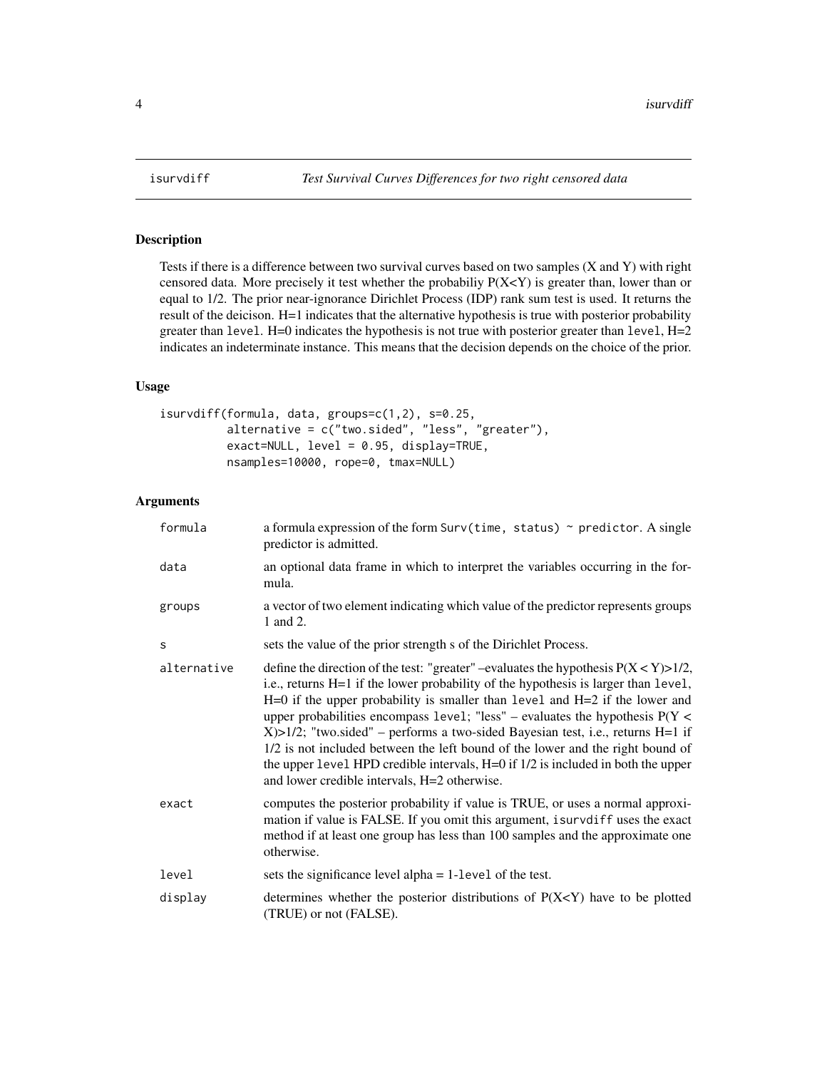isurvdiff — *Test Survival Curves Differences for two right censored data*

## Description

Tests if there is a difference between two survival curves based on two samples (X and Y) with right censored data. More precisely it test whether the probabiliy P(X<Y) is greater than, lower than or equal to 1/2. The prior near-ignorance Dirichlet Process (IDP) rank sum test is used. It returns the result of the deicison. H=1 indicates that the alternative hypothesis is true with posterior probability greater than `level`. H=0 indicates the hypothesis is not true with posterior greater than `level`, H=2 indicates an indeterminate instance. This means that the decision depends on the choice of the prior.

## Usage

```
isurvdiff(formula, data, groups=c(1,2), s=0.25,
          alternative = c("two.sided", "less", "greater"),
          exact=NULL, level = 0.95, display=TRUE,
          nsamples=10000, rope=0, tmax=NULL)
```

## Arguments

| | |
|---|---|
| `formula` | a formula expression of the form `Surv(time, status) ~ predictor`. A single predictor is admitted. |
| `data` | an optional data frame in which to interpret the variables occurring in the formula. |
| `groups` | a vector of two element indicating which value of the predictor represents groups 1 and 2. |
| `s` | sets the value of the prior strength s of the Dirichlet Process. |
| `alternative` | define the direction of the test: "greater" –evaluates the hypothesis P(X < Y)>1/2, i.e., returns H=1 if the lower probability of the hypothesis is larger than `level`, H=0 if the upper probability is smaller than `level` and H=2 if the lower and upper probabilities encompass `level`; "less" – evaluates the hypothesis P(Y < X)>1/2; "two.sided" – performs a two-sided Bayesian test, i.e., returns H=1 if 1/2 is not included between the left bound of the lower and the right bound of the upper `level` HPD credible intervals, H=0 if 1/2 is included in both the upper and lower credible intervals, H=2 otherwise. |
| `exact` | computes the posterior probability if value is TRUE, or uses a normal approximation if value is FALSE. If you omit this argument, `isurvdiff` uses the exact method if at least one group has less than 100 samples and the approximate one otherwise. |
| `level` | sets the significance level alpha = 1-`level` of the test. |
| `display` | determines whether the posterior distributions of P(X<Y) have to be plotted (TRUE) or not (FALSE). |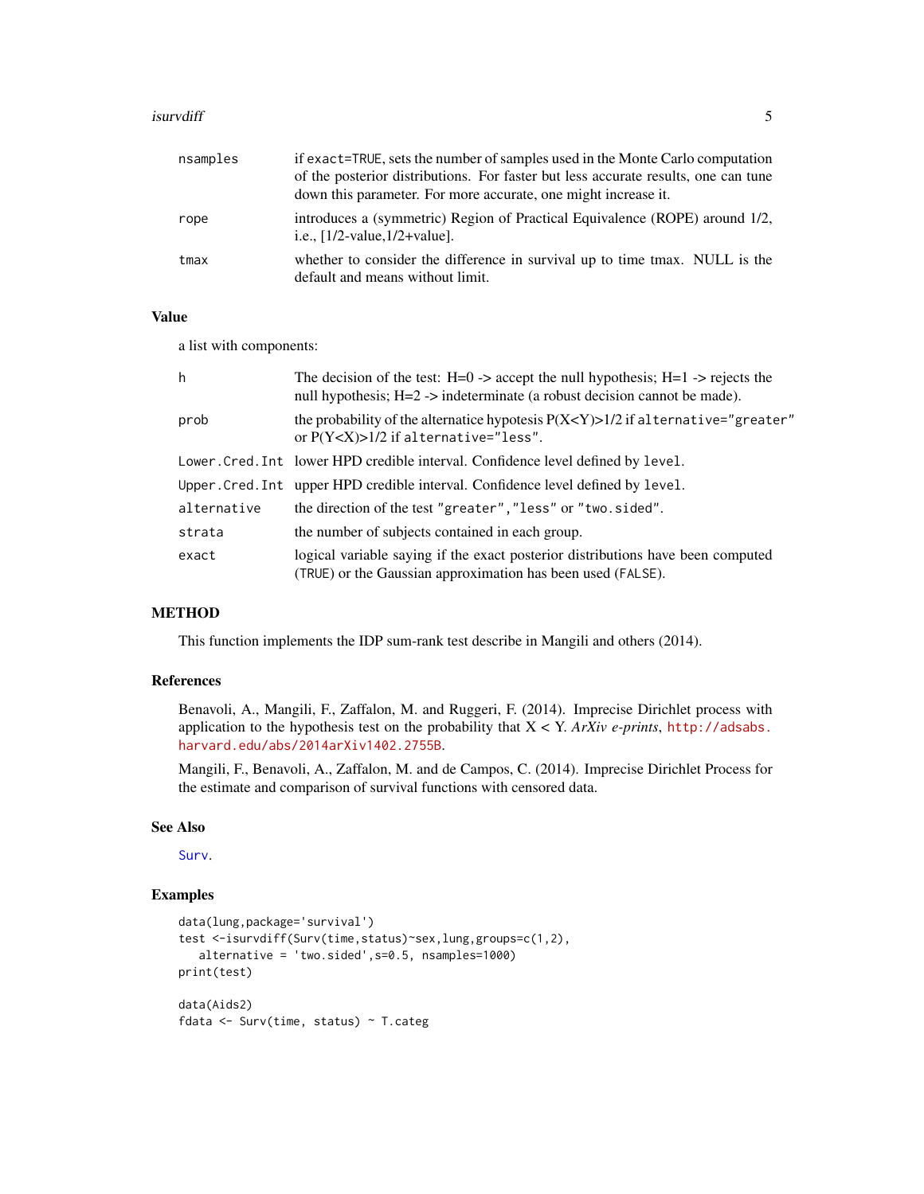| | |
|---|---|
| nsamples | if exact=TRUE, sets the number of samples used in the Monte Carlo computation of the posterior distributions. For faster but less accurate results, one can tune down this parameter. For more accurate, one might increase it. |
| rope | introduces a (symmetric) Region of Practical Equivalence (ROPE) around 1/2, i.e., [1/2-value,1/2+value]. |
| tmax | whether to consider the difference in survival up to time tmax. NULL is the default and means without limit. |

## Value

a list with components:

| | |
|---|---|
| h | The decision of the test: H=0 -> accept the null hypothesis; H=1 -> rejects the null hypothesis; H=2 -> indeterminate (a robust decision cannot be made). |
| prob | the probability of the alternatice hypotesis P(X<Y)>1/2 if alternative="greater" or P(Y<X)>1/2 if alternative="less". |
| Lower.Cred.Int | lower HPD credible interval. Confidence level defined by level. |
| Upper.Cred.Int | upper HPD credible interval. Confidence level defined by level. |
| alternative | the direction of the test "greater","less" or "two.sided". |
| strata | the number of subjects contained in each group. |
| exact | logical variable saying if the exact posterior distributions have been computed (TRUE) or the Gaussian approximation has been used (FALSE). |

## METHOD

This function implements the IDP sum-rank test describe in Mangili and others (2014).

## References

Benavoli, A., Mangili, F., Zaffalon, M. and Ruggeri, F. (2014). Imprecise Dirichlet process with application to the hypothesis test on the probability that X < Y. *ArXiv e-prints*, http://adsabs.harvard.edu/abs/2014arXiv1402.2755B.

Mangili, F., Benavoli, A., Zaffalon, M. and de Campos, C. (2014). Imprecise Dirichlet Process for the estimate and comparison of survival functions with censored data.

## See Also

Surv.

## Examples

```
data(lung,package='survival')
test <-isurvdiff(Surv(time,status)~sex,lung,groups=c(1,2),
   alternative = 'two.sided',s=0.5, nsamples=1000)
print(test)

data(Aids2)
fdata <- Surv(time, status) ~ T.categ
```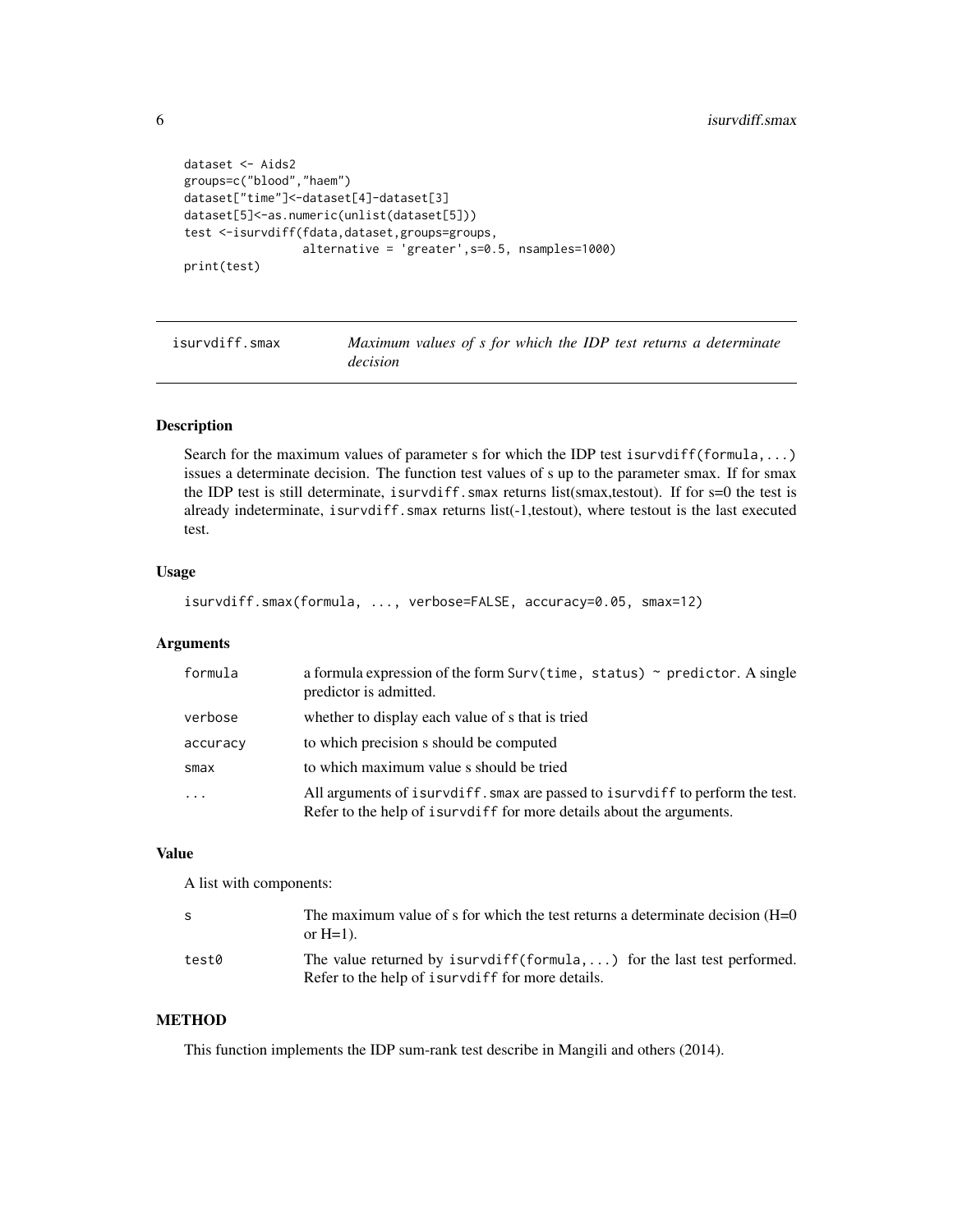```
dataset <- Aids2
groups=c("blood","haem")
dataset["time"]<-dataset[4]-dataset[3]
dataset[5]<-as.numeric(unlist(dataset[5]))
test <-isurvdiff(fdata,dataset,groups=groups,
                alternative = 'greater',s=0.5, nsamples=1000)
print(test)
```

---

## isurvdiff.smax — *Maximum values of s for which the IDP test returns a determinate decision*

---

### Description

Search for the maximum values of parameter s for which the IDP test `isurvdiff(formula,...)` issues a determinate decision. The function test values of s up to the parameter smax. If for smax the IDP test is still determinate, `isurvdiff.smax` returns list(smax,testout). If for s=0 the test is already indeterminate, `isurvdiff.smax` returns list(-1,testout), where testout is the last executed test.

### Usage

```
isurvdiff.smax(formula, ..., verbose=FALSE, accuracy=0.05, smax=12)
```

### Arguments

| | |
|---|---|
| `formula` | a formula expression of the form `Surv(time, status) ~ predictor`. A single predictor is admitted. |
| `verbose` | whether to display each value of s that is tried |
| `accuracy` | to which precision s should be computed |
| `smax` | to which maximum value s should be tried |
| `...` | All arguments of `isurvdiff.smax` are passed to `isurvdiff` to perform the test. Refer to the help of `isurvdiff` for more details about the arguments. |

### Value

A list with components:

| | |
|---|---|
| `s` | The maximum value of s for which the test returns a determinate decision (H=0 or H=1). |
| `test0` | The value returned by `isurvdiff(formula,...)` for the last test performed. Refer to the help of `isurvdiff` for more details. |

### METHOD

This function implements the IDP sum-rank test describe in Mangili and others (2014).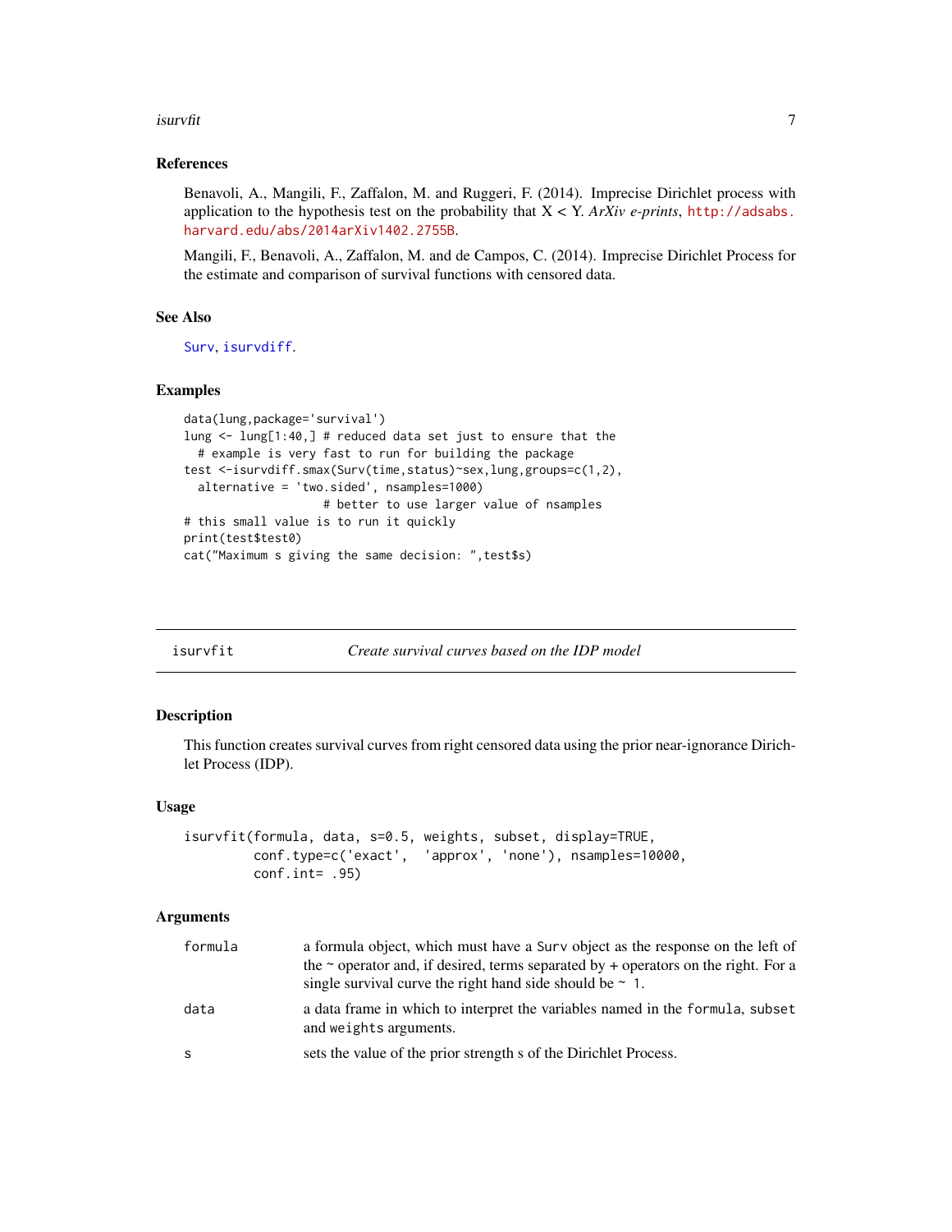### References

Benavoli, A., Mangili, F., Zaffalon, M. and Ruggeri, F. (2014). Imprecise Dirichlet process with application to the hypothesis test on the probability that X < Y. *ArXiv e-prints*, http://adsabs.harvard.edu/abs/2014arXiv1402.2755B.

Mangili, F., Benavoli, A., Zaffalon, M. and de Campos, C. (2014). Imprecise Dirichlet Process for the estimate and comparison of survival functions with censored data.

### See Also

Surv, isurvdiff.

### Examples

```
data(lung,package='survival')
lung <- lung[1:40,] # reduced data set just to ensure that the
  # example is very fast to run for building the package
test <-isurvdiff.smax(Surv(time,status)~sex,lung,groups=c(1,2),
  alternative = 'two.sided', nsamples=1000)
                    # better to use larger value of nsamples
# this small value is to run it quickly
print(test$test0)
cat("Maximum s giving the same decision: ",test$s)
```

---

## isurvfit — *Create survival curves based on the IDP model*

### Description

This function creates survival curves from right censored data using the prior near-ignorance Dirichlet Process (IDP).

### Usage

```
isurvfit(formula, data, s=0.5, weights, subset, display=TRUE,
         conf.type=c('exact',  'approx', 'none'), nsamples=10000,
         conf.int= .95)
```

### Arguments

| | |
|---|---|
| formula | a formula object, which must have a Surv object as the response on the left of the ~ operator and, if desired, terms separated by + operators on the right. For a single survival curve the right hand side should be ~ 1. |
| data | a data frame in which to interpret the variables named in the formula, subset and weights arguments. |
| s | sets the value of the prior strength s of the Dirichlet Process. |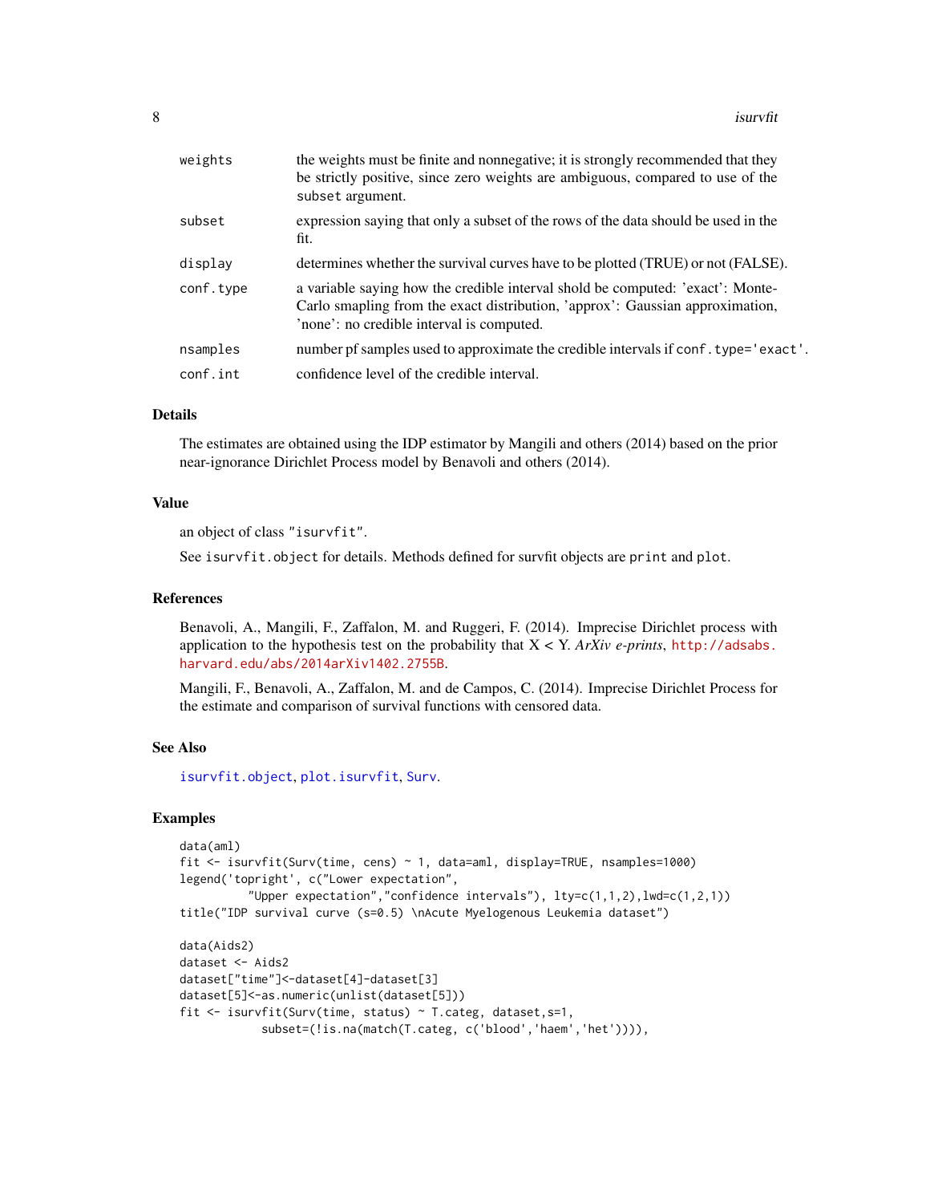| | |
|---|---|
| `weights` | the weights must be finite and nonnegative; it is strongly recommended that they be strictly positive, since zero weights are ambiguous, compared to use of the `subset` argument. |
| `subset` | expression saying that only a subset of the rows of the data should be used in the fit. |
| `display` | determines whether the survival curves have to be plotted (TRUE) or not (FALSE). |
| `conf.type` | a variable saying how the credible interval shold be computed: 'exact': Monte-Carlo smapling from the exact distribution, 'approx': Gaussian approximation, 'none': no credible interval is computed. |
| `nsamples` | number pf samples used to approximate the credible intervals if `conf.type='exact'`. |
| `conf.int` | confidence level of the credible interval. |

## Details

The estimates are obtained using the IDP estimator by Mangili and others (2014) based on the prior near-ignorance Dirichlet Process model by Benavoli and others (2014).

## Value

an object of class `"isurvfit"`.

See `isurvfit.object` for details. Methods defined for survfit objects are `print` and `plot`.

## References

Benavoli, A., Mangili, F., Zaffalon, M. and Ruggeri, F. (2014). Imprecise Dirichlet process with application to the hypothesis test on the probability that X < Y. *ArXiv e-prints*, http://adsabs.harvard.edu/abs/2014arXiv1402.2755B.

Mangili, F., Benavoli, A., Zaffalon, M. and de Campos, C. (2014). Imprecise Dirichlet Process for the estimate and comparison of survival functions with censored data.

## See Also

`isurvfit.object`, `plot.isurvfit`, `Surv`.

## Examples

```
data(aml)
fit <- isurvfit(Surv(time, cens) ~ 1, data=aml, display=TRUE, nsamples=1000)
legend('topright', c("Lower expectation",
         "Upper expectation","confidence intervals"), lty=c(1,1,2),lwd=c(1,2,1))
title("IDP survival curve (s=0.5) \nAcute Myelogenous Leukemia dataset")

data(Aids2)
dataset <- Aids2
dataset["time"]<-dataset[4]-dataset[3]
dataset[5]<-as.numeric(unlist(dataset[5]))
fit <- isurvfit(Surv(time, status) ~ T.categ, dataset,s=1,
           subset=(!is.na(match(T.categ, c('blood','haem','het')))),
```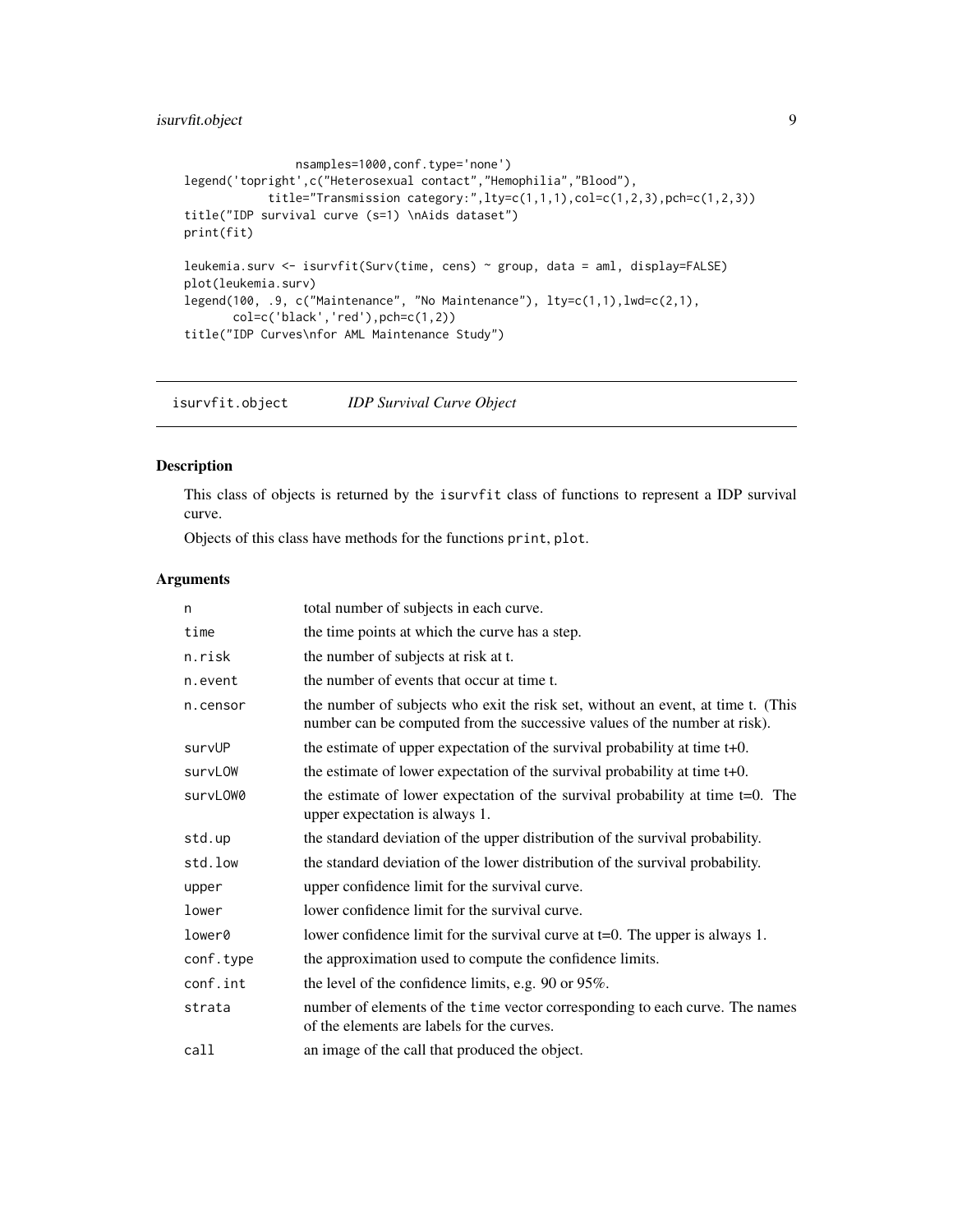```
                nsamples=1000,conf.type='none')
legend('topright',c("Heterosexual contact","Hemophilia","Blood"),
            title="Transmission category:",lty=c(1,1,1),col=c(1,2,3),pch=c(1,2,3))
title("IDP survival curve (s=1) \nAids dataset")
print(fit)

leukemia.surv <- isurvfit(Surv(time, cens) ~ group, data = aml, display=FALSE)
plot(leukemia.surv)
legend(100, .9, c("Maintenance", "No Maintenance"), lty=c(1,1),lwd=c(2,1),
       col=c('black','red'),pch=c(1,2))
title("IDP Curves\nfor AML Maintenance Study")
```

## isurvfit.object *IDP Survival Curve Object*

### Description

This class of objects is returned by the `isurvfit` class of functions to represent a IDP survival curve.

Objects of this class have methods for the functions `print`, `plot`.

### Arguments

| | |
|---|---|
| `n` | total number of subjects in each curve. |
| `time` | the time points at which the curve has a step. |
| `n.risk` | the number of subjects at risk at t. |
| `n.event` | the number of events that occur at time t. |
| `n.censor` | the number of subjects who exit the risk set, without an event, at time t. (This number can be computed from the successive values of the number at risk). |
| `survUP` | the estimate of upper expectation of the survival probability at time t+0. |
| `survLOW` | the estimate of lower expectation of the survival probability at time t+0. |
| `survLOW0` | the estimate of lower expectation of the survival probability at time t=0. The upper expectation is always 1. |
| `std.up` | the standard deviation of the upper distribution of the survival probability. |
| `std.low` | the standard deviation of the lower distribution of the survival probability. |
| `upper` | upper confidence limit for the survival curve. |
| `lower` | lower confidence limit for the survival curve. |
| `lower0` | lower confidence limit for the survival curve at t=0. The upper is always 1. |
| `conf.type` | the approximation used to compute the confidence limits. |
| `conf.int` | the level of the confidence limits, e.g. 90 or 95%. |
| `strata` | number of elements of the `time` vector corresponding to each curve. The names of the elements are labels for the curves. |
| `call` | an image of the call that produced the object. |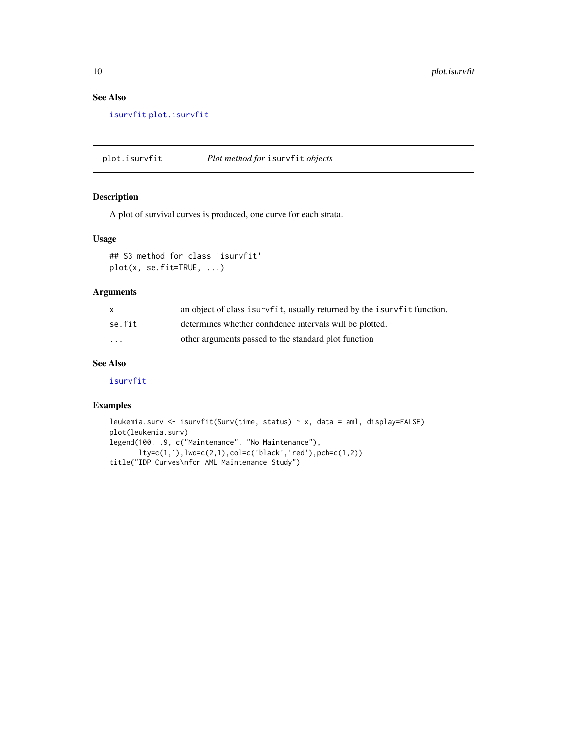## See Also

isurvfit plot.isurvfit

---

## plot.isurvfit — *Plot method for* isurvfit *objects*

### Description

A plot of survival curves is produced, one curve for each strata.

### Usage

```
## S3 method for class 'isurvfit'
plot(x, se.fit=TRUE, ...)
```

### Arguments

| | |
|---|---|
| x | an object of class isurvfit, usually returned by the isurvfit function. |
| se.fit | determines whether confidence intervals will be plotted. |
| ... | other arguments passed to the standard plot function |

### See Also

isurvfit

### Examples

```
leukemia.surv <- isurvfit(Surv(time, status) ~ x, data = aml, display=FALSE)
plot(leukemia.surv)
legend(100, .9, c("Maintenance", "No Maintenance"),
       lty=c(1,1),lwd=c(2,1),col=c('black','red'),pch=c(1,2))
title("IDP Curves\nfor AML Maintenance Study")
```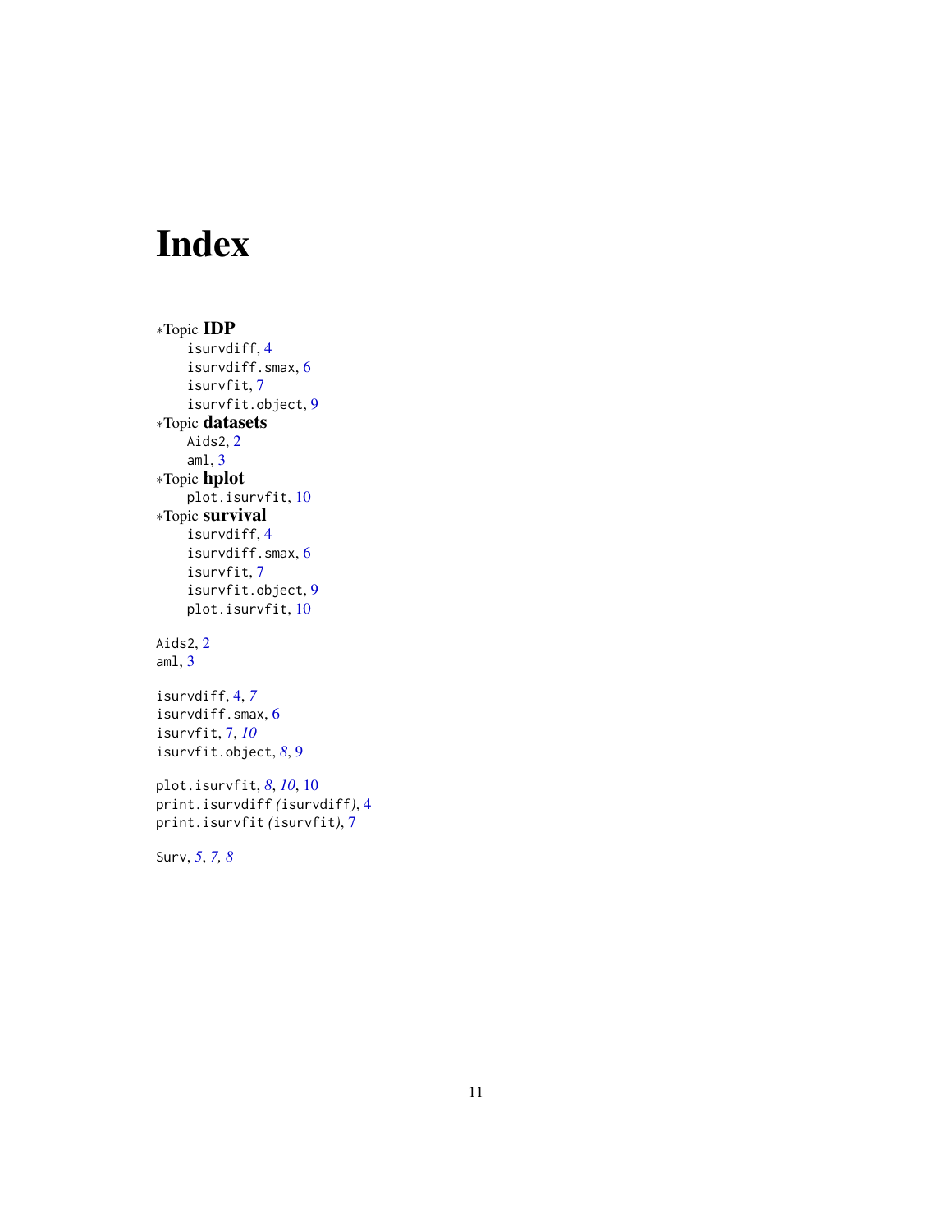# Index

*Topic **IDP**
- isurvdiff, 4
- isurvdiff.smax, 6
- isurvfit, 7
- isurvfit.object, 9

*Topic **datasets**
- Aids2, 2
- aml, 3

*Topic **hplot**
- plot.isurvfit, 10

*Topic **survival**
- isurvdiff, 4
- isurvdiff.smax, 6
- isurvfit, 7
- isurvfit.object, 9
- plot.isurvfit, 10

Aids2, 2
aml, 3

isurvdiff, 4, *7*
isurvdiff.smax, 6
isurvfit, 7, *10*
isurvfit.object, *8*, 9

plot.isurvfit, *8*, *10*, 10
print.isurvdiff *(*isurvdiff*)*, 4
print.isurvfit *(*isurvfit*)*, 7

Surv, *5*, *7, 8*